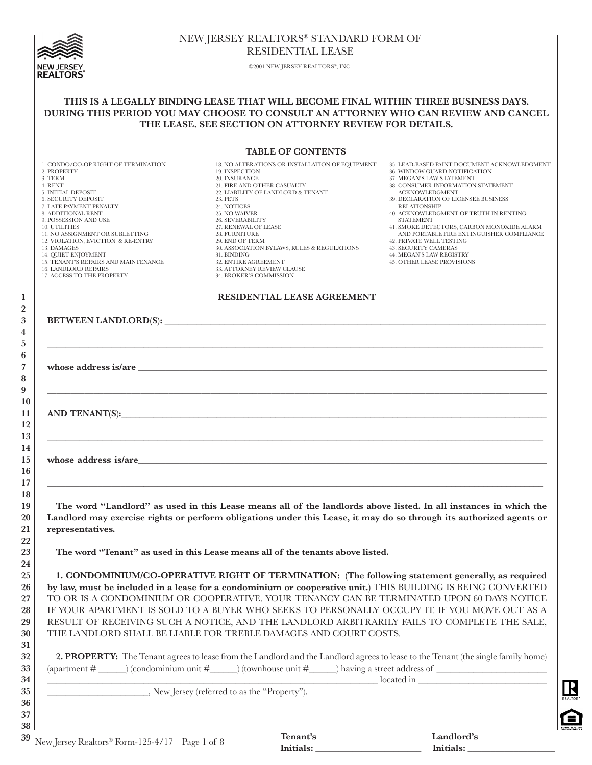# NEW JERSEY REALTORS® STANDARD FORM OF RESIDENTIAL LEASE

©2001 NEW JERSEY REALTORS®, INC.

**THIS IS A LEGALLY BINDING LEASE THAT WILL BECOME FINAL WITHIN THREE BUSINESS DAYS. DURING THIS PERIOD YOU MAY CHOOSE TO CONSULT AN ATTORNEY WHO CAN REVIEW AND CANCEL THE LEASE. SEE SECTION ON ATTORNEY REVIEW FOR DETAILS.**

## TABLE OF CONTENTS

1. CONDO/CO-OP RIGHT OF TERMINATION
2. PROPERTY
3. TERM
4. RENT
5. INITIAL DEPOSIT
6. SECURITY DEPOSIT
7. LATE PAYMENT PENALTY
8. ADDITIONAL RENT
9. POSSESSION AND USE
10. UTILITIES
11. NO ASSIGNMENT OR SUBLETTING
12. VIOLATION, EVICTION & RE-ENTRY
13. DAMAGES
14. QUIET ENJOYMENT
15. TENANT'S REPAIRS AND MAINTENANCE
16. LANDLORD REPAIRS
17. ACCESS TO THE PROPERTY
18. NO ALTERATIONS OR INSTALLATION OF EQUIPMENT
19. INSPECTION
20. INSURANCE
21. FIRE AND OTHER CASUALTY
22. LIABILITY OF LANDLORD & TENANT
23. PETS
24. NOTICES
25. NO WAIVER
26. SEVERABILITY
27. RENEWAL OF LEASE
28. FURNITURE
29. END OF TERM
30. ASSOCIATION BYLAWS, RULES & REGULATIONS
31. BINDING
32. ENTIRE AGREEMENT
33. ATTORNEY REVIEW CLAUSE
34. BROKER'S COMMISSION
35. LEAD-BASED PAINT DOCUMENT ACKNOWLEDGMENT
36. WINDOW GUARD NOTIFICATION
37. MEGAN'S LAW STATEMENT
38. CONSUMER INFORMATION STATEMENT ACKNOWLEDGMENT
39. DECLARATION OF LICENSEE BUSINESS RELATIONSHIP
40. ACKNOWLEDGMENT OF TRUTH IN RENTING STATEMENT
41. SMOKE DETECTORS, CARBON MONOXIDE ALARM AND PORTABLE FIRE EXTINGUISHER COMPLIANCE
42. PRIVATE WELL TESTING
43. SECURITY CAMERAS
44. MEGAN'S LAW REGISTRY
45. OTHER LEASE PROVISIONS

## RESIDENTIAL LEASE AGREEMENT

**BETWEEN LANDLORD(S):** ______________________________________________________________

______________________________________________________________

**whose address is/are** ______________________________________________________________

______________________________________________________________

**AND TENANT(S):** ______________________________________________________________

______________________________________________________________

**whose address is/are** ______________________________________________________________

______________________________________________________________

**The word "Landlord" as used in this Lease means all of the landlords above listed. In all instances in which the Landlord may exercise rights or perform obligations under this Lease, it may do so through its authorized agents or representatives.**

**The word "Tenant" as used in this Lease means all of the tenants above listed.**

**1. CONDOMINIUM/CO-OPERATIVE RIGHT OF TERMINATION: (The following statement generally, as required by law, must be included in a lease for a condominium or cooperative unit.)** THIS BUILDING IS BEING CONVERTED TO OR IS A CONDOMINIUM OR COOPERATIVE. YOUR TENANCY CAN BE TERMINATED UPON 60 DAYS NOTICE IF YOUR APARTMENT IS SOLD TO A BUYER WHO SEEKS TO PERSONALLY OCCUPY IT. IF YOU MOVE OUT AS A RESULT OF RECEIVING SUCH A NOTICE, AND THE LANDLORD ARBITRARILY FAILS TO COMPLETE THE SALE, THE LANDLORD SHALL BE LIABLE FOR TREBLE DAMAGES AND COURT COSTS.

**2. PROPERTY:** The Tenant agrees to lease from the Landlord and the Landlord agrees to lease to the Tenant (the single family home) (apartment # ______) (condominium unit #______) (townhouse unit #______) having a street address of ________________________ ______________________________________________ located in ______________________ ______________________, New Jersey (referred to as the "Property").

**Tenant's Initials:** ____________________ **Landlord's Initials:** ____________________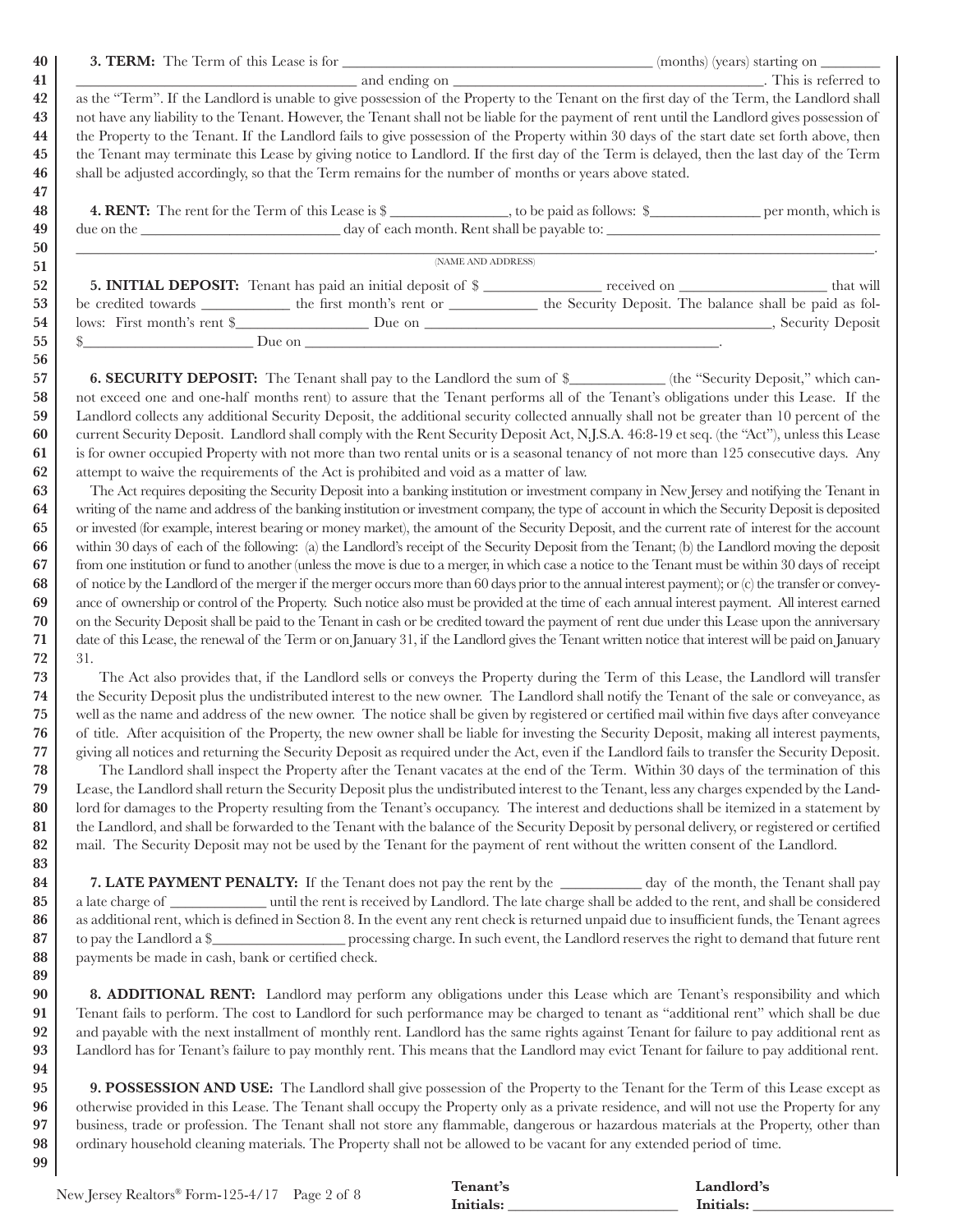**3. TERM:** The Term of this Lease is for ______________________________ (months) (years) starting on ________ ______________________________ and ending on ______________________________. This is referred to as the "Term". If the Landlord is unable to give possession of the Property to the Tenant on the first day of the Term, the Landlord shall not have any liability to the Tenant. However, the Tenant shall not be liable for the payment of rent until the Landlord gives possession of the Property to the Tenant. If the Landlord fails to give possession of the Property within 30 days of the start date set forth above, then the Tenant may terminate this Lease by giving notice to Landlord. If the first day of the Term is delayed, then the last day of the Term shall be adjusted accordingly, so that the Term remains for the number of months or years above stated.

**4. RENT:** The rent for the Term of this Lease is $ ______________, to be paid as follows: $______________ per month, which is due on the ______________________ day of each month. Rent shall be payable to: ______________________________

______________________________________________________________________________.
(NAME AND ADDRESS)

**5. INITIAL DEPOSIT:** Tenant has paid an initial deposit of $ ______________ received on ________________ that will be credited towards ___________ the first month's rent or ___________ the Security Deposit. The balance shall be paid as follows: First month's rent $________________ Due on ______________________________, Security Deposit $____________________ Due on ______________________________.

**6. SECURITY DEPOSIT:** The Tenant shall pay to the Landlord the sum of $____________ (the "Security Deposit," which cannot exceed one and one-half months rent) to assure that the Tenant performs all of the Tenant's obligations under this Lease. If the Landlord collects any additional Security Deposit, the additional security collected annually shall not be greater than 10 percent of the current Security Deposit. Landlord shall comply with the Rent Security Deposit Act, N.J.S.A. 46:8-19 et seq. (the "Act"), unless this Lease is for owner occupied Property with not more than two rental units or is a seasonal tenancy of not more than 125 consecutive days. Any attempt to waive the requirements of the Act is prohibited and void as a matter of law.

The Act requires depositing the Security Deposit into a banking institution or investment company in New Jersey and notifying the Tenant in writing of the name and address of the banking institution or investment company, the type of account in which the Security Deposit is deposited or invested (for example, interest bearing or money market), the amount of the Security Deposit, and the current rate of interest for the account within 30 days of each of the following: (a) the Landlord's receipt of the Security Deposit from the Tenant; (b) the Landlord moving the deposit from one institution or fund to another (unless the move is due to a merger, in which case a notice to the Tenant must be within 30 days of receipt of notice by the Landlord of the merger if the merger occurs more than 60 days prior to the annual interest payment); or (c) the transfer or conveyance of ownership or control of the Property. Such notice also must be provided at the time of each annual interest payment. All interest earned on the Security Deposit shall be paid to the Tenant in cash or be credited toward the payment of rent due under this Lease upon the anniversary date of this Lease, the renewal of the Term or on January 31, if the Landlord gives the Tenant written notice that interest will be paid on January 31.

The Act also provides that, if the Landlord sells or conveys the Property during the Term of this Lease, the Landlord will transfer the Security Deposit plus the undistributed interest to the new owner. The Landlord shall notify the Tenant of the sale or conveyance, as well as the name and address of the new owner. The notice shall be given by registered or certified mail within five days after conveyance of title. After acquisition of the Property, the new owner shall be liable for investing the Security Deposit, making all interest payments, giving all notices and returning the Security Deposit as required under the Act, even if the Landlord fails to transfer the Security Deposit.

The Landlord shall inspect the Property after the Tenant vacates at the end of the Term. Within 30 days of the termination of this Lease, the Landlord shall return the Security Deposit plus the undistributed interest to the Tenant, less any charges expended by the Landlord for damages to the Property resulting from the Tenant's occupancy. The interest and deductions shall be itemized in a statement by the Landlord, and shall be forwarded to the Tenant with the balance of the Security Deposit by personal delivery, or registered or certified mail. The Security Deposit may not be used by the Tenant for the payment of rent without the written consent of the Landlord.

**7. LATE PAYMENT PENALTY:** If the Tenant does not pay the rent by the __________ day of the month, the Tenant shall pay a late charge of ____________ until the rent is received by Landlord. The late charge shall be added to the rent, and shall be considered as additional rent, which is defined in Section 8. In the event any rent check is returned unpaid due to insufficient funds, the Tenant agrees to pay the Landlord a $________________ processing charge. In such event, the Landlord reserves the right to demand that future rent payments be made in cash, bank or certified check.

**8. ADDITIONAL RENT:** Landlord may perform any obligations under this Lease which are Tenant's responsibility and which Tenant fails to perform. The cost to Landlord for such performance may be charged to tenant as "additional rent" which shall be due and payable with the next installment of monthly rent. Landlord has the same rights against Tenant for failure to pay additional rent as Landlord has for Tenant's failure to pay monthly rent. This means that the Landlord may evict Tenant for failure to pay additional rent.

**9. POSSESSION AND USE:** The Landlord shall give possession of the Property to the Tenant for the Term of this Lease except as otherwise provided in this Lease. The Tenant shall occupy the Property only as a private residence, and will not use the Property for any business, trade or profession. The Tenant shall not store any flammable, dangerous or hazardous materials at the Property, other than ordinary household cleaning materials. The Property shall not be allowed to be vacant for any extended period of time.

**Tenant's Initials:** ____________________ **Landlord's Initials:** ____________________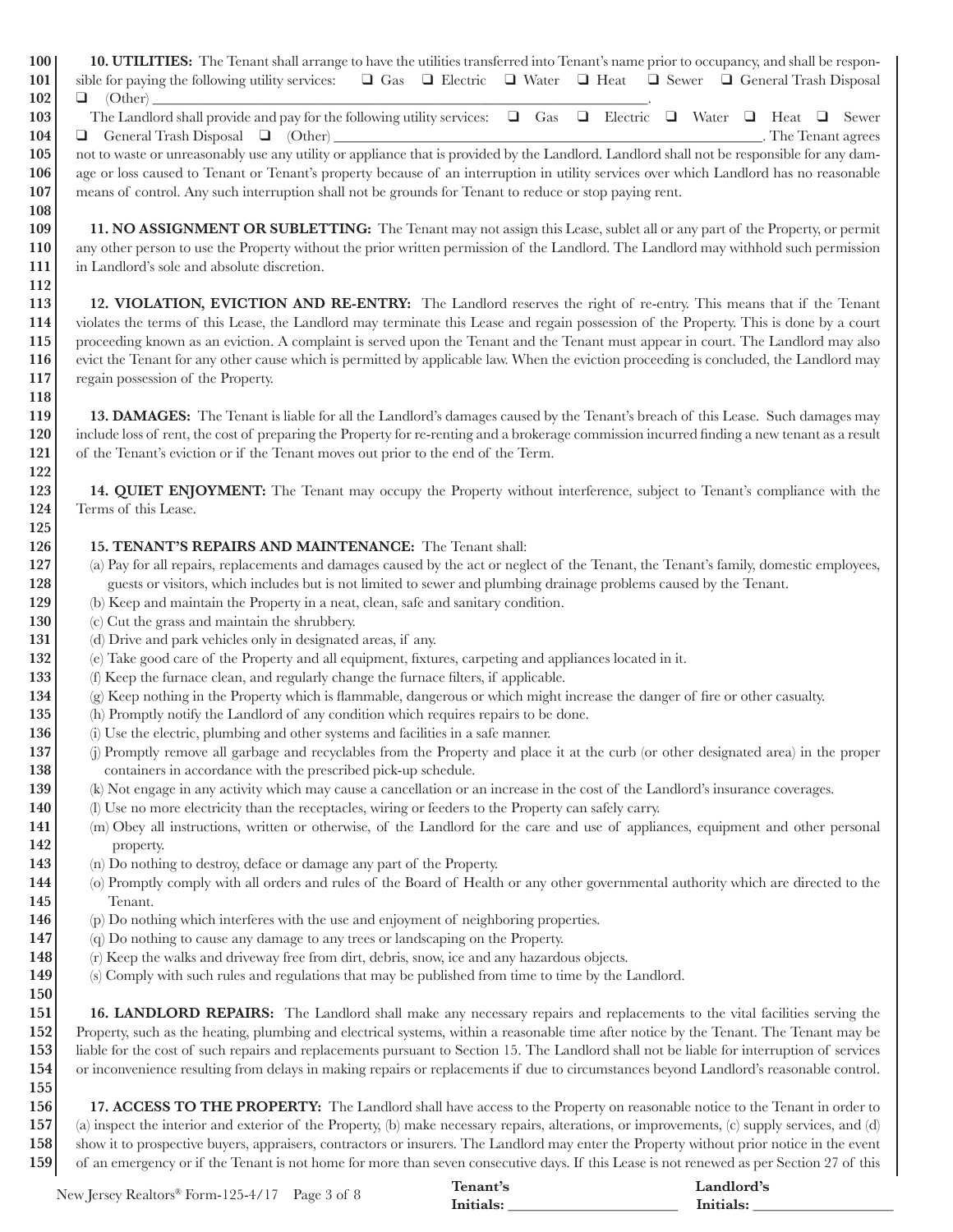**10. UTILITIES:** The Tenant shall arrange to have the utilities transferred into Tenant's name prior to occupancy, and shall be responsible for paying the following utility services: ❑ Gas ❑ Electric ❑ Water ❑ Heat ❑ Sewer ❑ General Trash Disposal ❑ (Other) \_\_\_\_\_\_\_\_\_\_\_\_\_\_\_\_\_\_\_\_\_\_\_\_\_\_\_\_\_\_\_\_\_\_\_\_\_\_\_\_\_\_\_\_\_\_\_\_\_\_.

The Landlord shall provide and pay for the following utility services: ❑ Gas ❑ Electric ❑ Water ❑ Heat ❑ Sewer ❑ General Trash Disposal ❑ (Other) \_\_\_\_\_\_\_\_\_\_\_\_\_\_\_\_\_\_\_\_\_\_\_\_\_\_\_\_\_\_\_\_\_\_\_\_\_\_\_\_\_\_. The Tenant agrees not to waste or unreasonably use any utility or appliance that is provided by the Landlord. Landlord shall not be responsible for any damage or loss caused to Tenant or Tenant's property because of an interruption in utility services over which Landlord has no reasonable means of control. Any such interruption shall not be grounds for Tenant to reduce or stop paying rent.

**11. NO ASSIGNMENT OR SUBLETTING:** The Tenant may not assign this Lease, sublet all or any part of the Property, or permit any other person to use the Property without the prior written permission of the Landlord. The Landlord may withhold such permission in Landlord's sole and absolute discretion.

**12. VIOLATION, EVICTION AND RE-ENTRY:** The Landlord reserves the right of re-entry. This means that if the Tenant violates the terms of this Lease, the Landlord may terminate this Lease and regain possession of the Property. This is done by a court proceeding known as an eviction. A complaint is served upon the Tenant and the Tenant must appear in court. The Landlord may also evict the Tenant for any other cause which is permitted by applicable law. When the eviction proceeding is concluded, the Landlord may regain possession of the Property.

**13. DAMAGES:** The Tenant is liable for all the Landlord's damages caused by the Tenant's breach of this Lease. Such damages may include loss of rent, the cost of preparing the Property for re-renting and a brokerage commission incurred finding a new tenant as a result of the Tenant's eviction or if the Tenant moves out prior to the end of the Term.

**14. QUIET ENJOYMENT:** The Tenant may occupy the Property without interference, subject to Tenant's compliance with the Terms of this Lease.

**15. TENANT'S REPAIRS AND MAINTENANCE:** The Tenant shall:

(a) Pay for all repairs, replacements and damages caused by the act or neglect of the Tenant, the Tenant's family, domestic employees, guests or visitors, which includes but is not limited to sewer and plumbing drainage problems caused by the Tenant.
(b) Keep and maintain the Property in a neat, clean, safe and sanitary condition.
(c) Cut the grass and maintain the shrubbery.
(d) Drive and park vehicles only in designated areas, if any.
(e) Take good care of the Property and all equipment, fixtures, carpeting and appliances located in it.
(f) Keep the furnace clean, and regularly change the furnace filters, if applicable.
(g) Keep nothing in the Property which is flammable, dangerous or which might increase the danger of fire or other casualty.
(h) Promptly notify the Landlord of any condition which requires repairs to be done.
(i) Use the electric, plumbing and other systems and facilities in a safe manner.
(j) Promptly remove all garbage and recyclables from the Property and place it at the curb (or other designated area) in the proper containers in accordance with the prescribed pick-up schedule.
(k) Not engage in any activity which may cause a cancellation or an increase in the cost of the Landlord's insurance coverages.
(l) Use no more electricity than the receptacles, wiring or feeders to the Property can safely carry.
(m) Obey all instructions, written or otherwise, of the Landlord for the care and use of appliances, equipment and other personal property.
(n) Do nothing to destroy, deface or damage any part of the Property.
(o) Promptly comply with all orders and rules of the Board of Health or any other governmental authority which are directed to the Tenant.
(p) Do nothing which interferes with the use and enjoyment of neighboring properties.
(q) Do nothing to cause any damage to any trees or landscaping on the Property.
(r) Keep the walks and driveway free from dirt, debris, snow, ice and any hazardous objects.
(s) Comply with such rules and regulations that may be published from time to time by the Landlord.

**16. LANDLORD REPAIRS:** The Landlord shall make any necessary repairs and replacements to the vital facilities serving the Property, such as the heating, plumbing and electrical systems, within a reasonable time after notice by the Tenant. The Tenant may be liable for the cost of such repairs and replacements pursuant to Section 15. The Landlord shall not be liable for interruption of services or inconvenience resulting from delays in making repairs or replacements if due to circumstances beyond Landlord's reasonable control.

**17. ACCESS TO THE PROPERTY:** The Landlord shall have access to the Property on reasonable notice to the Tenant in order to (a) inspect the interior and exterior of the Property, (b) make necessary repairs, alterations, or improvements, (c) supply services, and (d) show it to prospective buyers, appraisers, contractors or insurers. The Landlord may enter the Property without prior notice in the event of an emergency or if the Tenant is not home for more than seven consecutive days. If this Lease is not renewed as per Section 27 of this

**Tenant's Initials:** \_\_\_\_\_\_\_\_\_\_\_\_\_\_\_\_ **Landlord's Initials:** \_\_\_\_\_\_\_\_\_\_\_\_\_\_\_\_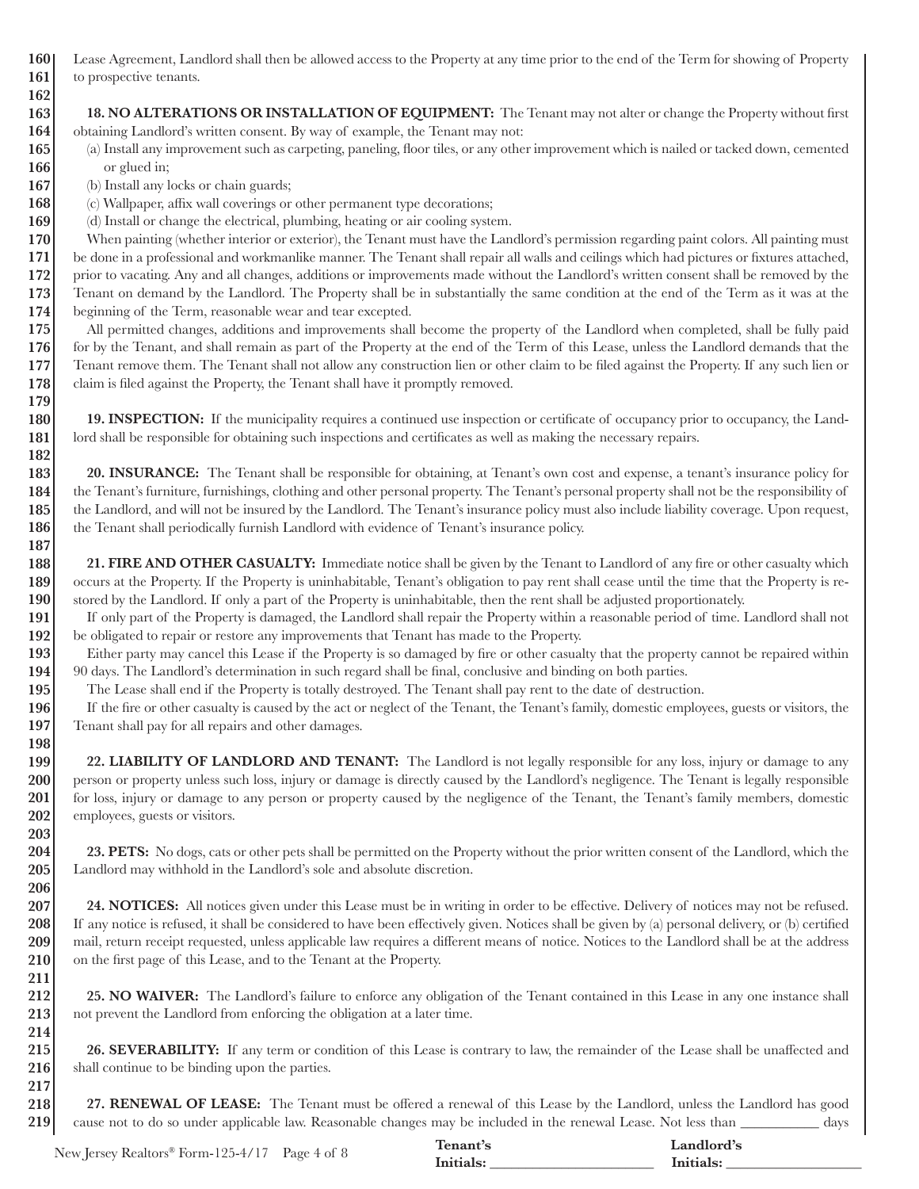Lease Agreement, Landlord shall then be allowed access to the Property at any time prior to the end of the Term for showing of Property to prospective tenants.

**18. NO ALTERATIONS OR INSTALLATION OF EQUIPMENT:** The Tenant may not alter or change the Property without first obtaining Landlord's written consent. By way of example, the Tenant may not:

(a) Install any improvement such as carpeting, paneling, floor tiles, or any other improvement which is nailed or tacked down, cemented or glued in;

(b) Install any locks or chain guards;

(c) Wallpaper, affix wall coverings or other permanent type decorations;

(d) Install or change the electrical, plumbing, heating or air cooling system.

When painting (whether interior or exterior), the Tenant must have the Landlord's permission regarding paint colors. All painting must be done in a professional and workmanlike manner. The Tenant shall repair all walls and ceilings which had pictures or fixtures attached, prior to vacating. Any and all changes, additions or improvements made without the Landlord's written consent shall be removed by the Tenant on demand by the Landlord. The Property shall be in substantially the same condition at the end of the Term as it was at the beginning of the Term, reasonable wear and tear excepted.

All permitted changes, additions and improvements shall become the property of the Landlord when completed, shall be fully paid for by the Tenant, and shall remain as part of the Property at the end of the Term of this Lease, unless the Landlord demands that the Tenant remove them. The Tenant shall not allow any construction lien or other claim to be filed against the Property. If any such lien or claim is filed against the Property, the Tenant shall have it promptly removed.

**19. INSPECTION:** If the municipality requires a continued use inspection or certificate of occupancy prior to occupancy, the Landlord shall be responsible for obtaining such inspections and certificates as well as making the necessary repairs.

**20. INSURANCE:** The Tenant shall be responsible for obtaining, at Tenant's own cost and expense, a tenant's insurance policy for the Tenant's furniture, furnishings, clothing and other personal property. The Tenant's personal property shall not be the responsibility of the Landlord, and will not be insured by the Landlord. The Tenant's insurance policy must also include liability coverage. Upon request, the Tenant shall periodically furnish Landlord with evidence of Tenant's insurance policy.

**21. FIRE AND OTHER CASUALTY:** Immediate notice shall be given by the Tenant to Landlord of any fire or other casualty which occurs at the Property. If the Property is uninhabitable, Tenant's obligation to pay rent shall cease until the time that the Property is restored by the Landlord. If only a part of the Property is uninhabitable, then the rent shall be adjusted proportionately.

If only part of the Property is damaged, the Landlord shall repair the Property within a reasonable period of time. Landlord shall not be obligated to repair or restore any improvements that Tenant has made to the Property.

Either party may cancel this Lease if the Property is so damaged by fire or other casualty that the property cannot be repaired within 90 days. The Landlord's determination in such regard shall be final, conclusive and binding on both parties.

The Lease shall end if the Property is totally destroyed. The Tenant shall pay rent to the date of destruction.

If the fire or other casualty is caused by the act or neglect of the Tenant, the Tenant's family, domestic employees, guests or visitors, the Tenant shall pay for all repairs and other damages.

**22. LIABILITY OF LANDLORD AND TENANT:** The Landlord is not legally responsible for any loss, injury or damage to any person or property unless such loss, injury or damage is directly caused by the Landlord's negligence. The Tenant is legally responsible for loss, injury or damage to any person or property caused by the negligence of the Tenant, the Tenant's family members, domestic employees, guests or visitors.

**23. PETS:** No dogs, cats or other pets shall be permitted on the Property without the prior written consent of the Landlord, which the Landlord may withhold in the Landlord's sole and absolute discretion.

**24. NOTICES:** All notices given under this Lease must be in writing in order to be effective. Delivery of notices may not be refused. If any notice is refused, it shall be considered to have been effectively given. Notices shall be given by (a) personal delivery, or (b) certified mail, return receipt requested, unless applicable law requires a different means of notice. Notices to the Landlord shall be at the address on the first page of this Lease, and to the Tenant at the Property.

**25. NO WAIVER:** The Landlord's failure to enforce any obligation of the Tenant contained in this Lease in any one instance shall not prevent the Landlord from enforcing the obligation at a later time.

**26. SEVERABILITY:** If any term or condition of this Lease is contrary to law, the remainder of the Lease shall be unaffected and shall continue to be binding upon the parties.

**27. RENEWAL OF LEASE:** The Tenant must be offered a renewal of this Lease by the Landlord, unless the Landlord has good cause not to do so under applicable law. Reasonable changes may be included in the renewal Lease. Not less than ___________ days

New Jersey Realtors® Form-125-4/17

**Tenant's Initials:** ______________________ **Landlord's Initials:** ___________________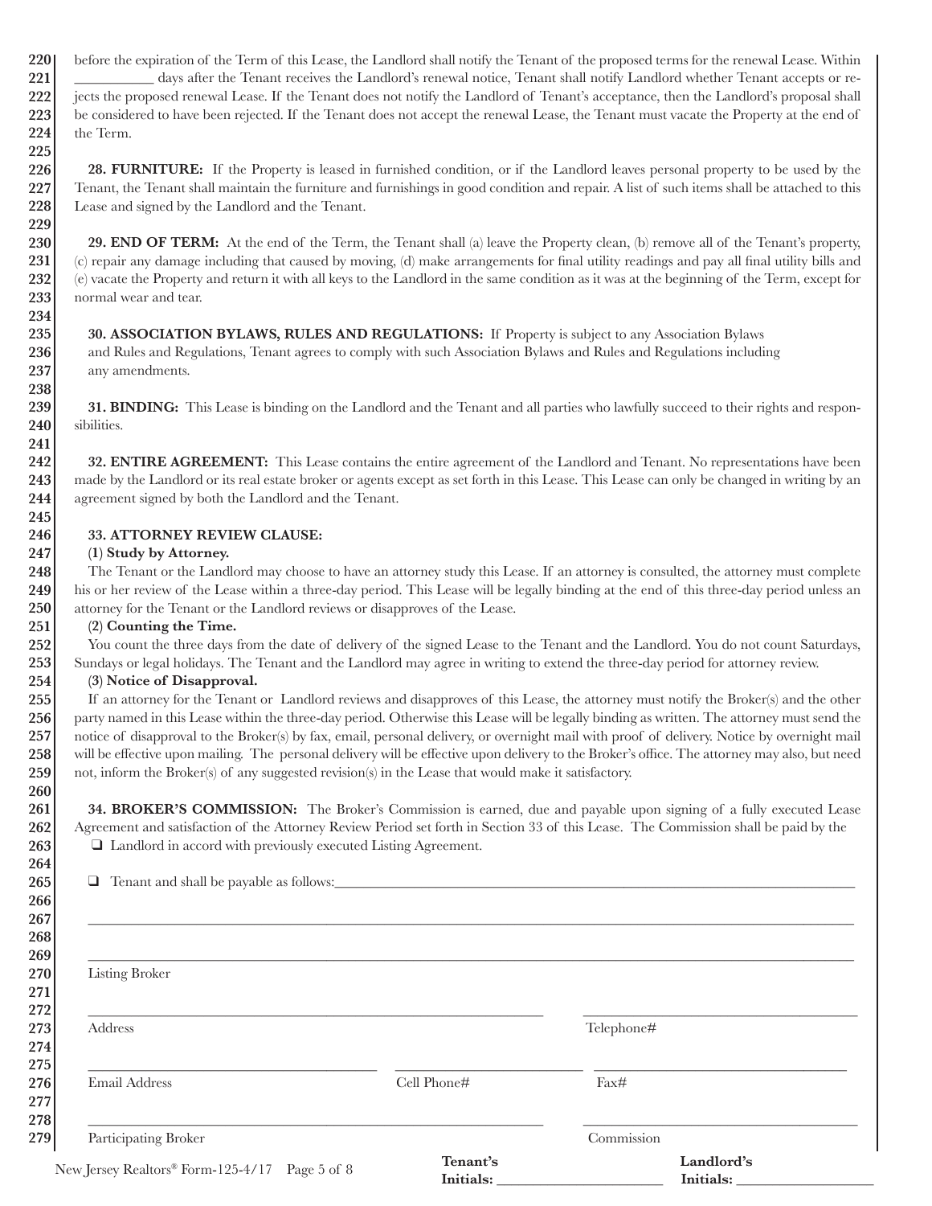before the expiration of the Term of this Lease, the Landlord shall notify the Tenant of the proposed terms for the renewal Lease. Within ___________ days after the Tenant receives the Landlord's renewal notice, Tenant shall notify Landlord whether Tenant accepts or rejects the proposed renewal Lease. If the Tenant does not notify the Landlord of Tenant's acceptance, then the Landlord's proposal shall be considered to have been rejected. If the Tenant does not accept the renewal Lease, the Tenant must vacate the Property at the end of the Term.

**28. FURNITURE:** If the Property is leased in furnished condition, or if the Landlord leaves personal property to be used by the Tenant, the Tenant shall maintain the furniture and furnishings in good condition and repair. A list of such items shall be attached to this Lease and signed by the Landlord and the Tenant.

**29. END OF TERM:** At the end of the Term, the Tenant shall (a) leave the Property clean, (b) remove all of the Tenant's property, (c) repair any damage including that caused by moving, (d) make arrangements for final utility readings and pay all final utility bills and (e) vacate the Property and return it with all keys to the Landlord in the same condition as it was at the beginning of the Term, except for normal wear and tear.

**30. ASSOCIATION BYLAWS, RULES AND REGULATIONS:** If Property is subject to any Association Bylaws and Rules and Regulations, Tenant agrees to comply with such Association Bylaws and Rules and Regulations including any amendments.

**31. BINDING:** This Lease is binding on the Landlord and the Tenant and all parties who lawfully succeed to their rights and responsibilities.

**32. ENTIRE AGREEMENT:** This Lease contains the entire agreement of the Landlord and Tenant. No representations have been made by the Landlord or its real estate broker or agents except as set forth in this Lease. This Lease can only be changed in writing by an agreement signed by both the Landlord and the Tenant.

**33. ATTORNEY REVIEW CLAUSE:**

**(1) Study by Attorney.**

The Tenant or the Landlord may choose to have an attorney study this Lease. If an attorney is consulted, the attorney must complete his or her review of the Lease within a three-day period. This Lease will be legally binding at the end of this three-day period unless an attorney for the Tenant or the Landlord reviews or disapproves of the Lease.

**(2) Counting the Time.**

You count the three days from the date of delivery of the signed Lease to the Tenant and the Landlord. You do not count Saturdays, Sundays or legal holidays. The Tenant and the Landlord may agree in writing to extend the three-day period for attorney review.

**(3) Notice of Disapproval.**

If an attorney for the Tenant or Landlord reviews and disapproves of this Lease, the attorney must notify the Broker(s) and the other party named in this Lease within the three-day period. Otherwise this Lease will be legally binding as written. The attorney must send the notice of disapproval to the Broker(s) by fax, email, personal delivery, or overnight mail with proof of delivery. Notice by overnight mail will be effective upon mailing. The personal delivery will be effective upon delivery to the Broker's office. The attorney may also, but need not, inform the Broker(s) of any suggested revision(s) in the Lease that would make it satisfactory.

**34. BROKER'S COMMISSION:** The Broker's Commission is earned, due and payable upon signing of a fully executed Lease Agreement and satisfaction of the Attorney Review Period set forth in Section 33 of this Lease. The Commission shall be paid by the

❑ Landlord in accord with previously executed Listing Agreement.

❑ Tenant and shall be payable as follows:_______________________________________________

_______________________________________________________________________________

_______________________________________________________________________________

Listing Broker

_______________________________________ _______________________

Address Telephone#

_______________________ _______________ _______________________

Email Address Cell Phone# Fax#

_______________________________________ _______________________

Participating Broker Commission

**Tenant's Initials:** _______________ **Landlord's Initials:** _______________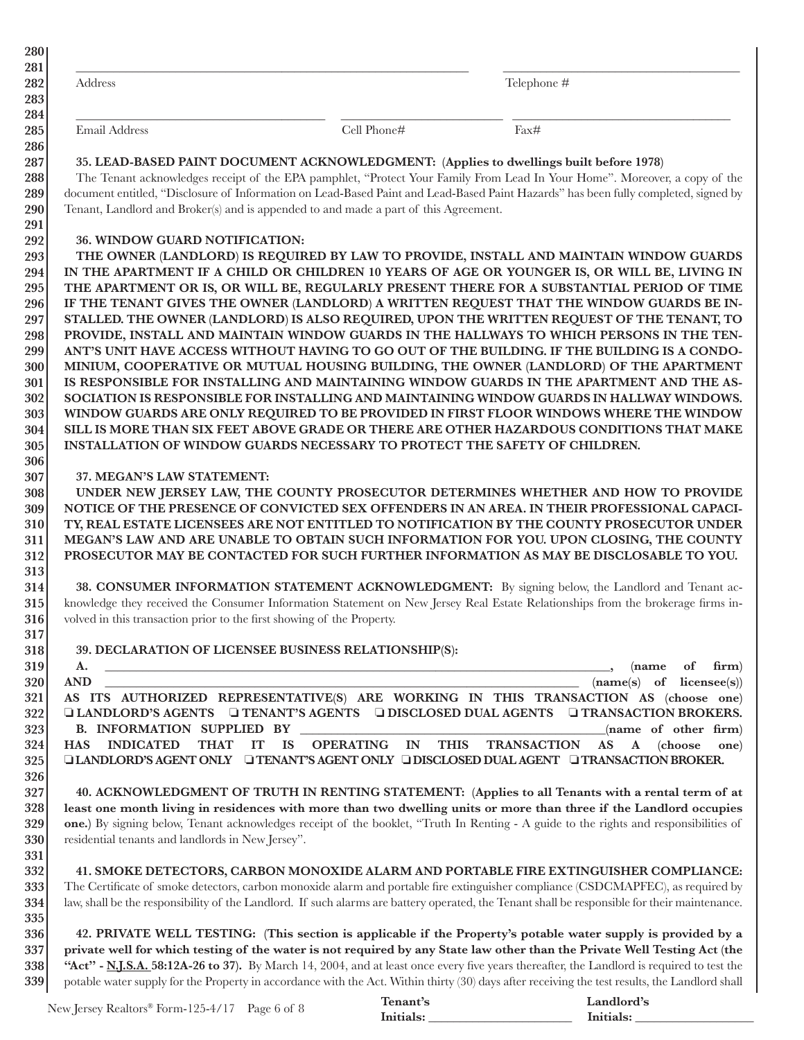_______________________________________________ _______________________________

Address Telephone #

_______________________________ _______________________ _____________________________

Email Address Cell Phone# Fax#

**35. LEAD-BASED PAINT DOCUMENT ACKNOWLEDGMENT: (Applies to dwellings built before 1978)**

The Tenant acknowledges receipt of the EPA pamphlet, "Protect Your Family From Lead In Your Home". Moreover, a copy of the document entitled, "Disclosure of Information on Lead-Based Paint and Lead-Based Paint Hazards" has been fully completed, signed by Tenant, Landlord and Broker(s) and is appended to and made a part of this Agreement.

**36. WINDOW GUARD NOTIFICATION:**

**THE OWNER (LANDLORD) IS REQUIRED BY LAW TO PROVIDE, INSTALL AND MAINTAIN WINDOW GUARDS IN THE APARTMENT IF A CHILD OR CHILDREN 10 YEARS OF AGE OR YOUNGER IS, OR WILL BE, LIVING IN THE APARTMENT OR IS, OR WILL BE, REGULARLY PRESENT THERE FOR A SUBSTANTIAL PERIOD OF TIME IF THE TENANT GIVES THE OWNER (LANDLORD) A WRITTEN REQUEST THAT THE WINDOW GUARDS BE INSTALLED. THE OWNER (LANDLORD) IS ALSO REQUIRED, UPON THE WRITTEN REQUEST OF THE TENANT, TO PROVIDE, INSTALL AND MAINTAIN WINDOW GUARDS IN THE HALLWAYS TO WHICH PERSONS IN THE TENANT'S UNIT HAVE ACCESS WITHOUT HAVING TO GO OUT OF THE BUILDING. IF THE BUILDING IS A CONDOMINIUM, COOPERATIVE OR MUTUAL HOUSING BUILDING, THE OWNER (LANDLORD) OF THE APARTMENT IS RESPONSIBLE FOR INSTALLING AND MAINTAINING WINDOW GUARDS IN THE APARTMENT AND THE ASSOCIATION IS RESPONSIBLE FOR INSTALLING AND MAINTAINING WINDOW GUARDS IN HALLWAY WINDOWS. WINDOW GUARDS ARE ONLY REQUIRED TO BE PROVIDED IN FIRST FLOOR WINDOWS WHERE THE WINDOW SILL IS MORE THAN SIX FEET ABOVE GRADE OR THERE ARE OTHER HAZARDOUS CONDITIONS THAT MAKE INSTALLATION OF WINDOW GUARDS NECESSARY TO PROTECT THE SAFETY OF CHILDREN.**

**37. MEGAN'S LAW STATEMENT:**

**UNDER NEW JERSEY LAW, THE COUNTY PROSECUTOR DETERMINES WHETHER AND HOW TO PROVIDE NOTICE OF THE PRESENCE OF CONVICTED SEX OFFENDERS IN AN AREA. IN THEIR PROFESSIONAL CAPACITY, REAL ESTATE LICENSEES ARE NOT ENTITLED TO NOTIFICATION BY THE COUNTY PROSECUTOR UNDER MEGAN'S LAW AND ARE UNABLE TO OBTAIN SUCH INFORMATION FOR YOU. UPON CLOSING, THE COUNTY PROSECUTOR MAY BE CONTACTED FOR SUCH FURTHER INFORMATION AS MAY BE DISCLOSABLE TO YOU.**

**38. CONSUMER INFORMATION STATEMENT ACKNOWLEDGMENT:** By signing below, the Landlord and Tenant acknowledge they received the Consumer Information Statement on New Jersey Real Estate Relationships from the brokerage firms involved in this transaction prior to the first showing of the Property.

**39. DECLARATION OF LICENSEE BUSINESS RELATIONSHIP(S):**

**A.** _________________________________________________________________, **(name of firm)**

**AND** _______________________________________________________________ **(name(s) of licensee(s))**

**AS ITS AUTHORIZED REPRESENTATIVE(S) ARE WORKING IN THIS TRANSACTION AS (choose one)**

**❑ LANDLORD'S AGENTS ❑ TENANT'S AGENTS ❑ DISCLOSED DUAL AGENTS ❑ TRANSACTION BROKERS.**

**B. INFORMATION SUPPLIED BY** _________________________________________**(name of other firm)**

**HAS INDICATED THAT IT IS OPERATING IN THIS TRANSACTION AS A (choose one)**

**❑ LANDLORD'S AGENT ONLY ❑ TENANT'S AGENT ONLY ❑ DISCLOSED DUAL AGENT ❑ TRANSACTION BROKER.**

**40. ACKNOWLEDGMENT OF TRUTH IN RENTING STATEMENT: (Applies to all Tenants with a rental term of at least one month living in residences with more than two dwelling units or more than three if the Landlord occupies one.)** By signing below, Tenant acknowledges receipt of the booklet, "Truth In Renting - A guide to the rights and responsibilities of residential tenants and landlords in New Jersey".

**41. SMOKE DETECTORS, CARBON MONOXIDE ALARM AND PORTABLE FIRE EXTINGUISHER COMPLIANCE:** The Certificate of smoke detectors, carbon monoxide alarm and portable fire extinguisher compliance (CSDCMAPFEC), as required by law, shall be the responsibility of the Landlord. If such alarms are battery operated, the Tenant shall be responsible for their maintenance.

**42. PRIVATE WELL TESTING: (This section is applicable if the Property's potable water supply is provided by a private well for which testing of the water is not required by any State law other than the Private Well Testing Act (the "Act" - N.J.S.A. 58:12A-26 to 37).** By March 14, 2004, and at least once every five years thereafter, the Landlord is required to test the potable water supply for the Property in accordance with the Act. Within thirty (30) days after receiving the test results, the Landlord shall

Tenant's Initials: ____________ Landlord's Initials: ____________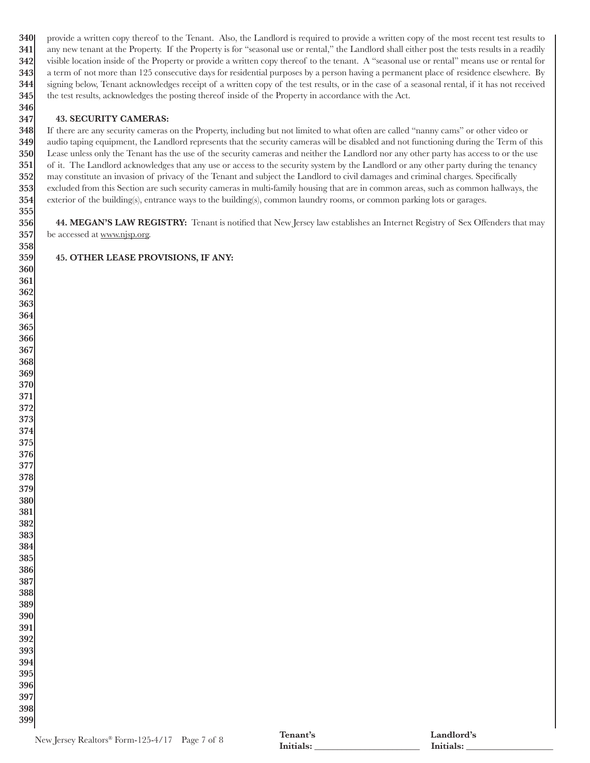provide a written copy thereof to the Tenant. Also, the Landlord is required to provide a written copy of the most recent test results to any new tenant at the Property. If the Property is for "seasonal use or rental," the Landlord shall either post the tests results in a readily visible location inside of the Property or provide a written copy thereof to the tenant. A "seasonal use or rental" means use or rental for a term of not more than 125 consecutive days for residential purposes by a person having a permanent place of residence elsewhere. By signing below, Tenant acknowledges receipt of a written copy of the test results, or in the case of a seasonal rental, if it has not received the test results, acknowledges the posting thereof inside of the Property in accordance with the Act.

**43. SECURITY CAMERAS:**

If there are any security cameras on the Property, including but not limited to what often are called "nanny cams" or other video or audio taping equipment, the Landlord represents that the security cameras will be disabled and not functioning during the Term of this Lease unless only the Tenant has the use of the security cameras and neither the Landlord nor any other party has access to or the use of it. The Landlord acknowledges that any use or access to the security system by the Landlord or any other party during the tenancy may constitute an invasion of privacy of the Tenant and subject the Landlord to civil damages and criminal charges. Specifically excluded from this Section are such security cameras in multi-family housing that are in common areas, such as common hallways, the exterior of the building(s), entrance ways to the building(s), common laundry rooms, or common parking lots or garages.

**44. MEGAN'S LAW REGISTRY:** Tenant is notified that New Jersey law establishes an Internet Registry of Sex Offenders that may be accessed at www.njsp.org.

**45. OTHER LEASE PROVISIONS, IF ANY:**

Tenant's Initials: ______________________ Landlord's Initials: __________________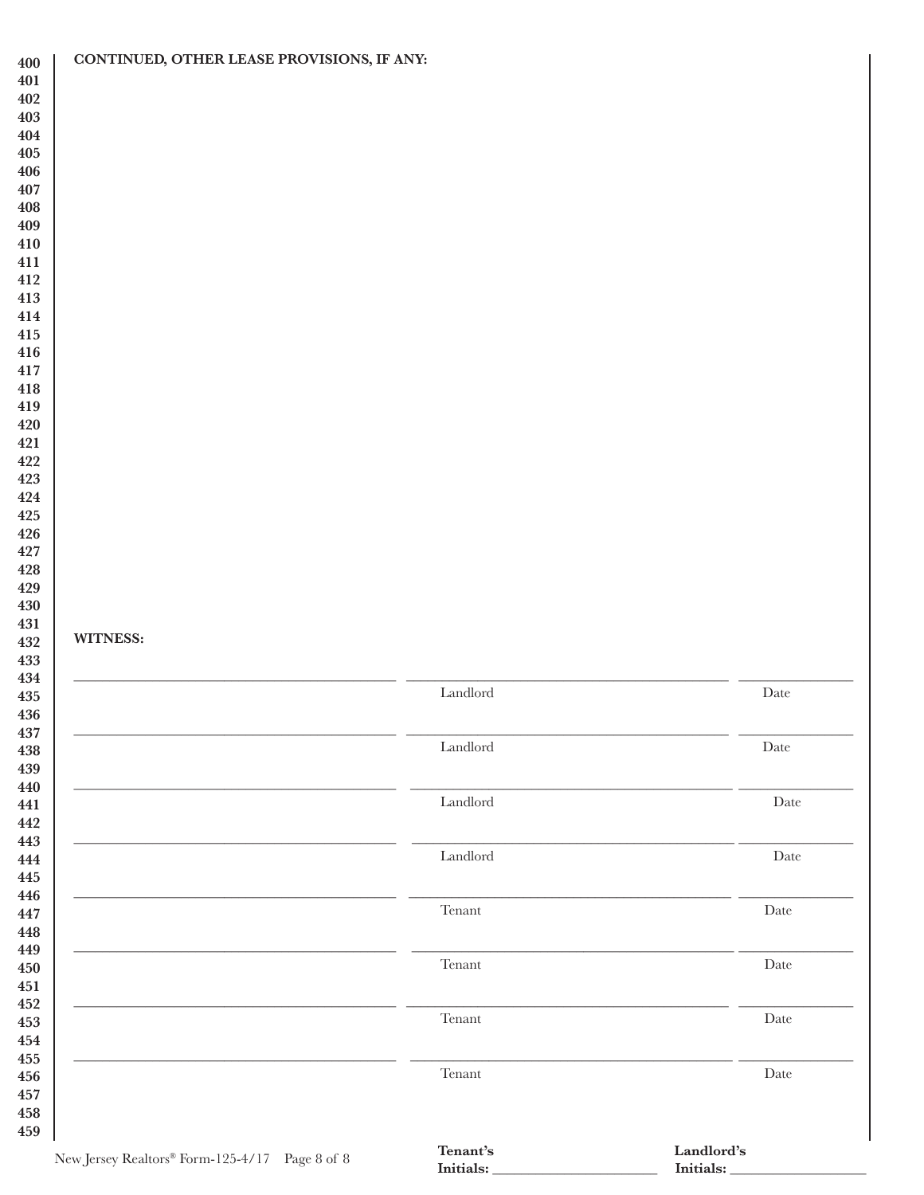**CONTINUED, OTHER LEASE PROVISIONS, IF ANY:**

**WITNESS:**

| | | |
|---|---|---|
| ______________________ | ______________________ Landlord | __________ Date |
| ______________________ | ______________________ Landlord | __________ Date |
| ______________________ | ______________________ Landlord | __________ Date |
| ______________________ | ______________________ Landlord | __________ Date |
| ______________________ | ______________________ Tenant | __________ Date |
| ______________________ | ______________________ Tenant | __________ Date |
| ______________________ | ______________________ Tenant | __________ Date |
| ______________________ | ______________________ Tenant | __________ Date |

New Jersey Realtors® Form-125-4/17

**Tenant's Initials:** ______________ **Landlord's Initials:** ______________